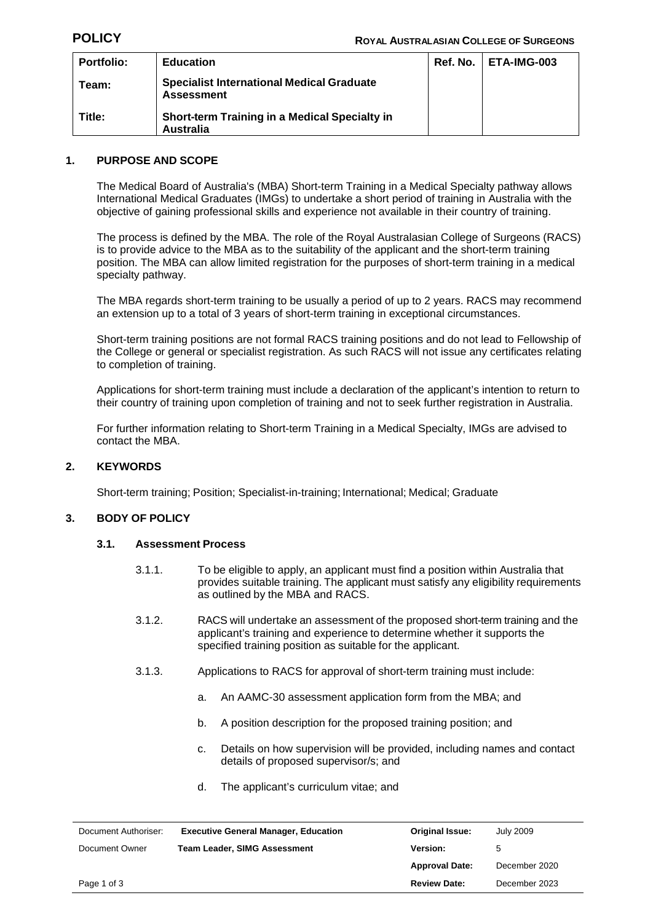**POLICY** | **ROYAL AUSTRALASIAN COLLEGE OF SURGEONS**

| **Portfolio:** | **Education** | **Ref. No.** | **ETA-IMG-003** |
|---|---|---|---|
| **Team:** | **Specialist International Medical Graduate Assessment** | | |
| **Title:** | **Short-term Training in a Medical Specialty in Australia** | | |

## 1. PURPOSE AND SCOPE

The Medical Board of Australia's (MBA) Short-term Training in a Medical Specialty pathway allows International Medical Graduates (IMGs) to undertake a short period of training in Australia with the objective of gaining professional skills and experience not available in their country of training.

The process is defined by the MBA. The role of the Royal Australasian College of Surgeons (RACS) is to provide advice to the MBA as to the suitability of the applicant and the short-term training position. The MBA can allow limited registration for the purposes of short-term training in a medical specialty pathway.

The MBA regards short-term training to be usually a period of up to 2 years. RACS may recommend an extension up to a total of 3 years of short-term training in exceptional circumstances.

Short-term training positions are not formal RACS training positions and do not lead to Fellowship of the College or general or specialist registration. As such RACS will not issue any certificates relating to completion of training.

Applications for short-term training must include a declaration of the applicant's intention to return to their country of training upon completion of training and not to seek further registration in Australia.

For further information relating to Short-term Training in a Medical Specialty, IMGs are advised to contact the MBA.

## 2. KEYWORDS

Short-term training; Position; Specialist-in-training; International; Medical; Graduate

## 3. BODY OF POLICY

### 3.1. Assessment Process

3.1.1. To be eligible to apply, an applicant must find a position within Australia that provides suitable training. The applicant must satisfy any eligibility requirements as outlined by the MBA and RACS.

3.1.2. RACS will undertake an assessment of the proposed short-term training and the applicant's training and experience to determine whether it supports the specified training position as suitable for the applicant.

3.1.3. Applications to RACS for approval of short-term training must include:

a. An AAMC-30 assessment application form from the MBA; and

b. A position description for the proposed training position; and

c. Details on how supervision will be provided, including names and contact details of proposed supervisor/s; and

d. The applicant's curriculum vitae; and

| Document Authoriser: | **Executive General Manager, Education** | **Original Issue:** | July 2009 |
|---|---|---|---|
| Document Owner | **Team Leader, SIMG Assessment** | **Version:** | 5 |
| | | **Approval Date:** | December 2020 |
| | | **Review Date:** | December 2023 |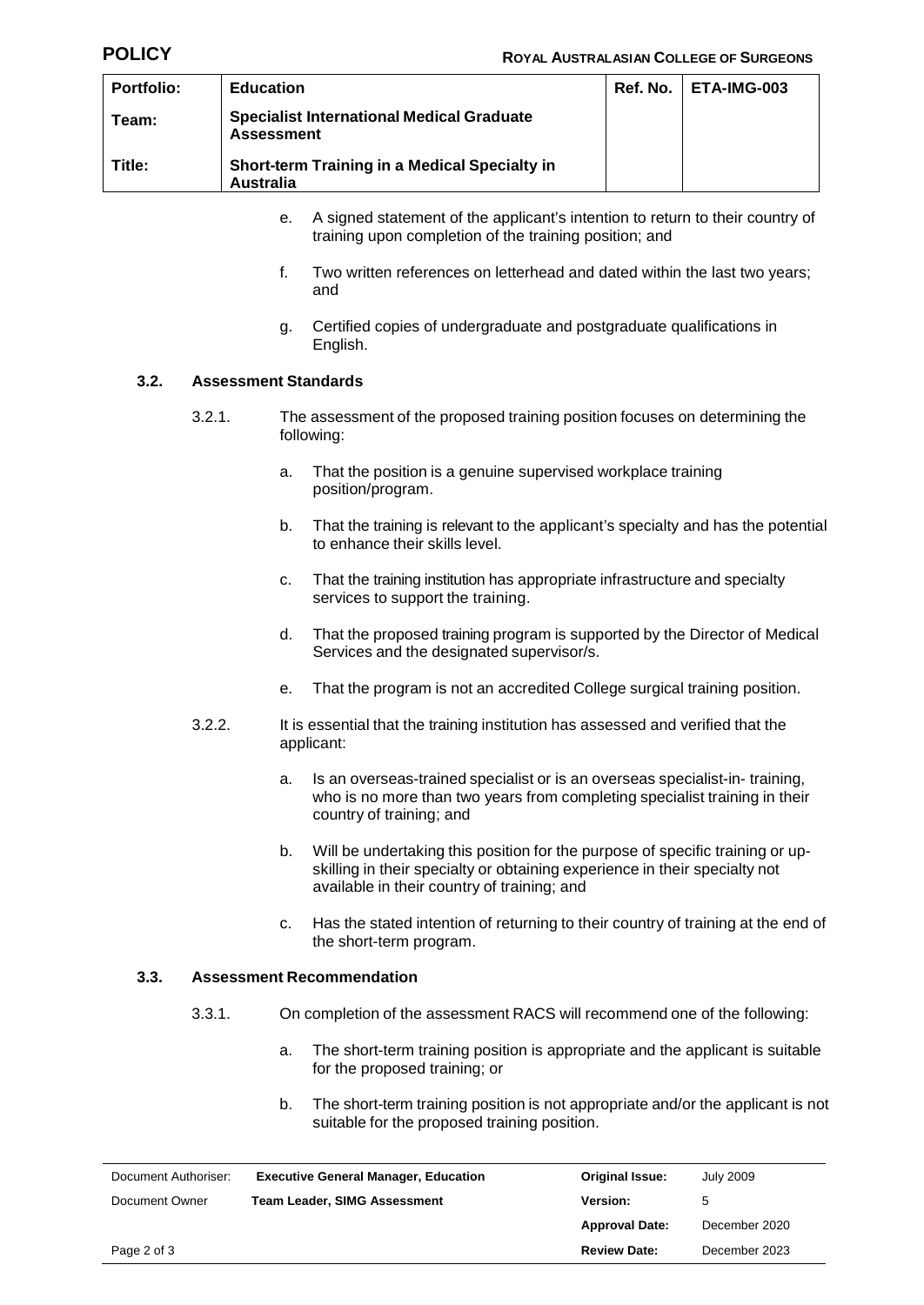e. A signed statement of the applicant's intention to return to their country of training upon completion of the training position; and

f. Two written references on letterhead and dated within the last two years; and

g. Certified copies of undergraduate and postgraduate qualifications in English.

### 3.2. Assessment Standards

3.2.1. The assessment of the proposed training position focuses on determining the following:

a. That the position is a genuine supervised workplace training position/program.

b. That the training is relevant to the applicant's specialty and has the potential to enhance their skills level.

c. That the training institution has appropriate infrastructure and specialty services to support the training.

d. That the proposed training program is supported by the Director of Medical Services and the designated supervisor/s.

e. That the program is not an accredited College surgical training position.

3.2.2. It is essential that the training institution has assessed and verified that the applicant:

a. Is an overseas-trained specialist or is an overseas specialist-in- training, who is no more than two years from completing specialist training in their country of training; and

b. Will be undertaking this position for the purpose of specific training or up-skilling in their specialty or obtaining experience in their specialty not available in their country of training; and

c. Has the stated intention of returning to their country of training at the end of the short-term program.

### 3.3. Assessment Recommendation

3.3.1. On completion of the assessment RACS will recommend one of the following:

a. The short-term training position is appropriate and the applicant is suitable for the proposed training; or

b. The short-term training position is not appropriate and/or the applicant is not suitable for the proposed training position.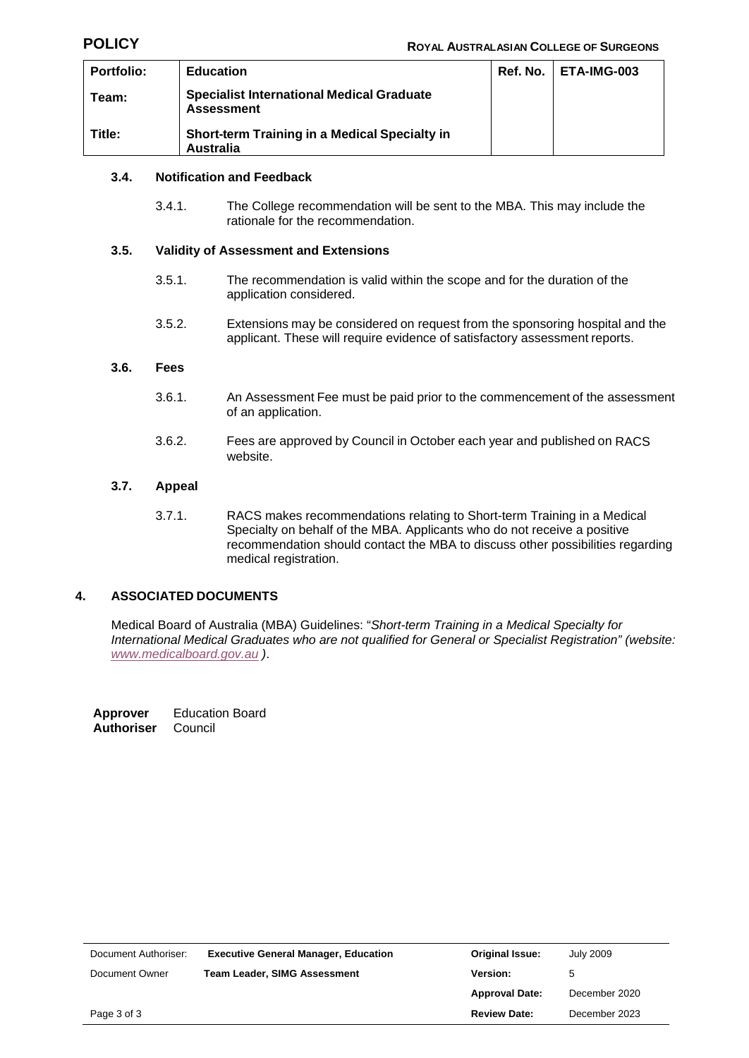### 3.4. Notification and Feedback

3.4.1. The College recommendation will be sent to the MBA. This may include the rationale for the recommendation.

### 3.5. Validity of Assessment and Extensions

3.5.1. The recommendation is valid within the scope and for the duration of the application considered.

3.5.2. Extensions may be considered on request from the sponsoring hospital and the applicant. These will require evidence of satisfactory assessment reports.

### 3.6. Fees

3.6.1. An Assessment Fee must be paid prior to the commencement of the assessment of an application.

3.6.2. Fees are approved by Council in October each year and published on RACS website.

### 3.7. Appeal

3.7.1. RACS makes recommendations relating to Short-term Training in a Medical Specialty on behalf of the MBA. Applicants who do not receive a positive recommendation should contact the MBA to discuss other possibilities regarding medical registration.

## 4. ASSOCIATED DOCUMENTS

Medical Board of Australia (MBA) Guidelines: "*Short-term Training in a Medical Specialty for International Medical Graduates who are not qualified for General or Specialist Registration" (website: www.medicalboard.gov.au )*.

**Approver** Education Board
**Authoriser** Council

| | | | |
|---|---|---|---|
| Document Authoriser: | **Executive General Manager, Education** | **Original Issue:** | July 2009 |
| Document Owner | **Team Leader, SIMG Assessment** | **Version:** | 5 |
| | | **Approval Date:** | December 2020 |
| | | **Review Date:** | December 2023 |